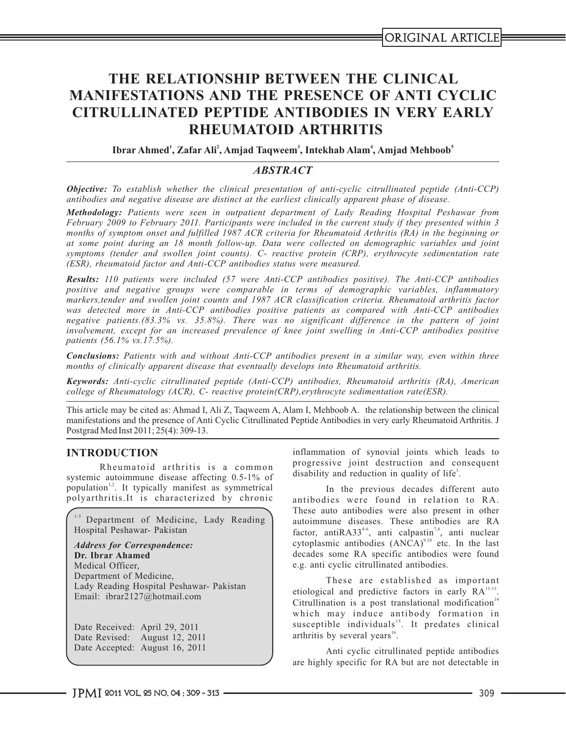ORIGINAL ARTICLE

# THE RELATIONSHIP BETWEEN THE CLINICAL MANIFESTATIONS AND THE PRESENCE OF ANTI CYCLIC CITRULLINATED PEPTIDE ANTIBODIES IN VERY EARLY RHEUMATOID ARTHRITIS

**Ibrar Ahmed[1], Zafar Ali[2], Amjad Taqweem[3], Intekhab Alam[4], Amjad Mehboob[5]**

## *ABSTRACT*

***Objective:*** *To establish whether the clinical presentation of anti-cyclic citrullinated peptide (Anti-CCP) antibodies and negative disease are distinct at the earliest clinically apparent phase of disease.*

***Methodology:*** *Patients were seen in outpatient department of Lady Reading Hospital Peshawar from February 2009 to February 2011. Participants were included in the current study if they presented within 3 months of symptom onset and fulfilled 1987 ACR criteria for Rheumatoid Arthritis (RA) in the beginning or at some point during an 18 month follow-up. Data were collected on demographic variables and joint symptoms (tender and swollen joint counts). C- reactive protein (CRP), erythrocyte sedimentation rate (ESR), rheumatoid factor and Anti-CCP antibodies status were measured.*

***Results:*** *110 patients were included (57 were Anti-CCP antibodies positive). The Anti-CCP antibodies positive and negative groups were comparable in terms of demographic variables, inflammatory markers,tender and swollen joint counts and 1987 ACR classification criteria. Rheumatoid arthritis factor was detected more in Anti-CCP antibodies positive patients as compared with Anti-CCP antibodies negative patients.(83.3% vs. 35.8%). There was no significant difference in the pattern of joint involvement, except for an increased prevalence of knee joint swelling in Anti-CCP antibodies positive patients (56.1% vs.17.5%).*

***Conclusions:*** *Patients with and without Anti-CCP antibodies present in a similar way, even within three months of clinically apparent disease that eventually develops into Rheumatoid arthritis.*

***Keywords:*** *Anti-cyclic citrullinated peptide (Anti-CCP) antibodies, Rheumatoid arthritis (RA), American college of Rheumatology (ACR), C- reactive protein(CRP),erythrocyte sedimentation rate(ESR).*

This article may be cited as: Ahmad I, Ali Z, Taqweem A, Alam I, Mehboob A. the relationship between the clinical manifestations and the presence of Anti Cyclic Citrullinated Peptide Antibodies in very early Rheumatoid Arthritis. J Postgrad Med Inst 2011; 25(4): 309-13.

## INTRODUCTION

Rheumatoid arthritis is a common systemic autoimmune disease affecting 0.5-1% of population[1,2]. It typically manifest as symmetrical polyarthritis.It is characterized by chronic inflammation of synovial joints which leads to progressive joint destruction and consequent disability and reduction in quality of life[3].

In the previous decades different auto antibodies were found in relation to RA. These auto antibodies were also present in other autoimmune diseases. These antibodies are RA factor, antiRA33[4-6], anti calpastin[7,8], anti nuclear cytoplasmic antibodies (ANCA)[9,10] etc. In the last decades some RA specific antibodies were found e.g. anti cyclic citrullinated antibodies.

These are established as important etiological and predictive factors in early RA[11-13]. Citrullination is a post translational modification[14] which may induce antibody formation in susceptible individuals[15]. It predates clinical arthritis by several years[16].

Anti cyclic citrullinated peptide antibodies are highly specific for RA but are not detectable in

[1-5] Department of Medicine, Lady Reading Hospital Peshawar- Pakistan

***Address for Correspondence:***
**Dr. Ibrar Ahamed**
Medical Officer,
Department of Medicine,
Lady Reading Hospital Peshawar- Pakistan
Email: ibrar2127@hotmail.com

Date Received: April 29, 2011
Date Revised: August 12, 2011
Date Accepted: August 16, 2011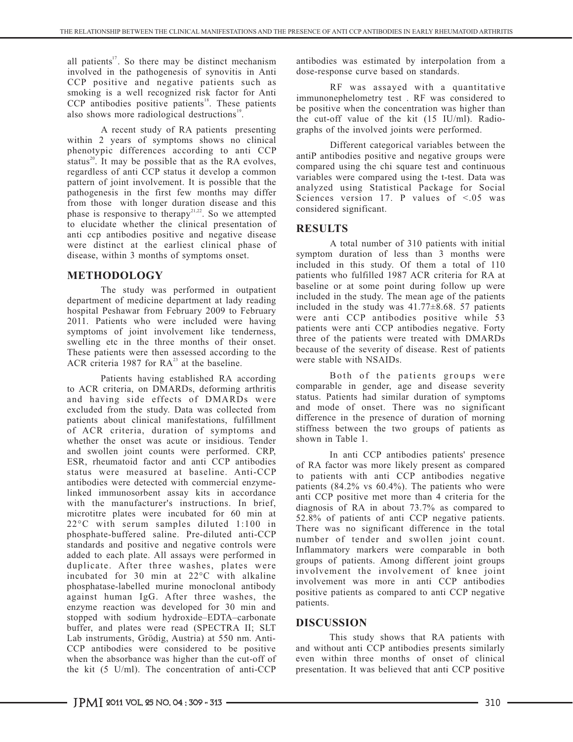all patients[17]. So there may be distinct mechanism involved in the pathogenesis of synovitis in Anti CCP positive and negative patients such as smoking is a well recognized risk factor for Anti CCP antibodies positive patients[18]. These patients also shows more radiological destructions[19].

A recent study of RA patients presenting within 2 years of symptoms shows no clinical phenotypic differences according to anti CCP status[20]. It may be possible that as the RA evolves, regardless of anti CCP status it develop a common pattern of joint involvement. It is possible that the pathogenesis in the first few months may differ from those with longer duration disease and this phase is responsive to therapy[21,22]. So we attempted to elucidate whether the clinical presentation of anti ccp antibodies positive and negative disease were distinct at the earliest clinical phase of disease, within 3 months of symptoms onset.

## METHODOLOGY

The study was performed in outpatient department of medicine department at lady reading hospital Peshawar from February 2009 to February 2011. Patients who were included were having symptoms of joint involvement like tenderness, swelling etc in the three months of their onset. These patients were then assessed according to the ACR criteria 1987 for RA[23] at the baseline.

Patients having established RA according to ACR criteria, on DMARDs, deforming arthritis and having side effects of DMARDs were excluded from the study. Data was collected from patients about clinical manifestations, fulfillment of ACR criteria, duration of symptoms and whether the onset was acute or insidious. Tender and swollen joint counts were performed. CRP, ESR, rheumatoid factor and anti CCP antibodies status were measured at baseline. Anti-CCP antibodies were detected with commercial enzyme-linked immunosorbent assay kits in accordance with the manufacturer's instructions. In brief, microtitre plates were incubated for 60 min at 22°C with serum samples diluted 1:100 in phosphate-buffered saline. Pre-diluted anti-CCP standards and positive and negative controls were added to each plate. All assays were performed in duplicate. After three washes, plates were incubated for 30 min at 22°C with alkaline phosphatase-labelled murine monoclonal antibody against human IgG. After three washes, the enzyme reaction was developed for 30 min and stopped with sodium hydroxide–EDTA–carbonate buffer, and plates were read (SPECTRA II; SLT Lab instruments, Grödig, Austria) at 550 nm. Anti-CCP antibodies were considered to be positive when the absorbance was higher than the cut-off of the kit (5 U/ml). The concentration of anti-CCP antibodies was estimated by interpolation from a dose-response curve based on standards.

RF was assayed with a quantitative immunonephelometry test . RF was considered to be positive when the concentration was higher than the cut-off value of the kit (15 IU/ml). Radiographs of the involved joints were performed.

Different categorical variables between the antiP antibodies positive and negative groups were compared using the chi square test and continuous variables were compared using the t-test. Data was analyzed using Statistical Package for Social Sciences version 17. P values of <.05 was considered significant.

## RESULTS

A total number of 310 patients with initial symptom duration of less than 3 months were included in this study. Of them a total of 110 patients who fulfilled 1987 ACR criteria for RA at baseline or at some point during follow up were included in the study. The mean age of the patients included in the study was 41.77±8.68. 57 patients were anti CCP antibodies positive while 53 patients were anti CCP antibodies negative. Forty three of the patients were treated with DMARDs because of the severity of disease. Rest of patients were stable with NSAIDs.

Both of the patients groups were comparable in gender, age and disease severity status. Patients had similar duration of symptoms and mode of onset. There was no significant difference in the presence of duration of morning stiffness between the two groups of patients as shown in Table 1.

In anti CCP antibodies patients' presence of RA factor was more likely present as compared to patients with anti CCP antibodies negative patients (84.2% vs 60.4%). The patients who were anti CCP positive met more than 4 criteria for the diagnosis of RA in about 73.7% as compared to 52.8% of patients of anti CCP negative patients. There was no significant difference in the total number of tender and swollen joint count. Inflammatory markers were comparable in both groups of patients. Among different joint groups involvement the involvement of knee joint involvement was more in anti CCP antibodies positive patients as compared to anti CCP negative patients.

## DISCUSSION

This study shows that RA patients with and without anti CCP antibodies presents similarly even within three months of onset of clinical presentation. It was believed that anti CCP positive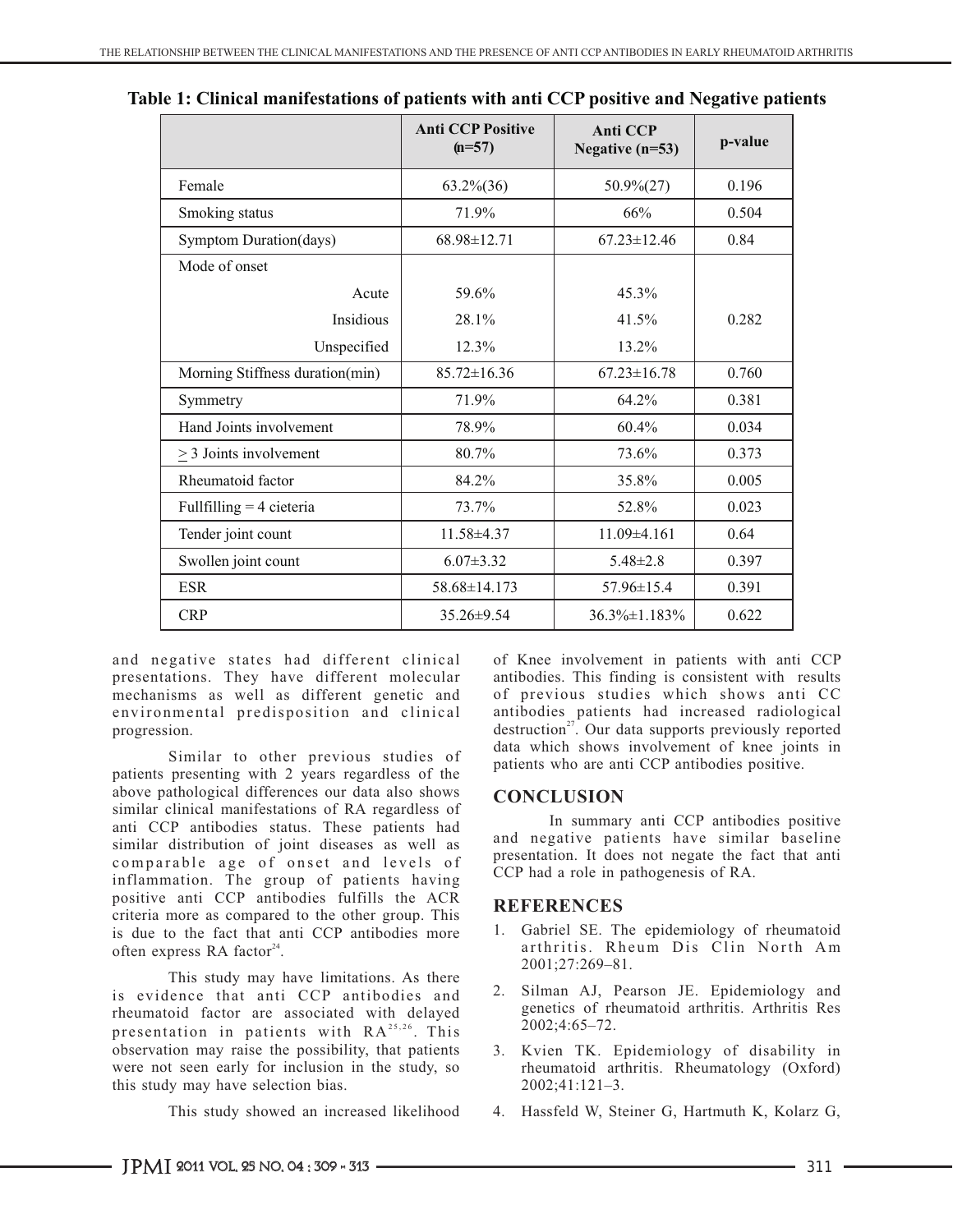**Table 1: Clinical manifestations of patients with anti CCP positive and Negative patients**

| | Anti CCP Positive (n=57) | Anti CCP Negative (n=53) | p-value |
|---|---|---|---|
| Female | 63.2%(36) | 50.9%(27) | 0.196 |
| Smoking status | 71.9% | 66% | 0.504 |
| Symptom Duration(days) | 68.98±12.71 | 67.23±12.46 | 0.84 |
| Mode of onset | | | |
| Acute | 59.6% | 45.3% | |
| Insidious | 28.1% | 41.5% | 0.282 |
| Unspecified | 12.3% | 13.2% | |
| Morning Stiffness duration(min) | 85.72±16.36 | 67.23±16.78 | 0.760 |
| Symmetry | 71.9% | 64.2% | 0.381 |
| Hand Joints involvement | 78.9% | 60.4% | 0.034 |
| ≥ 3 Joints involvement | 80.7% | 73.6% | 0.373 |
| Rheumatoid factor | 84.2% | 35.8% | 0.005 |
| Fullfilling = 4 cieteria | 73.7% | 52.8% | 0.023 |
| Tender joint count | 11.58±4.37 | 11.09±4.161 | 0.64 |
| Swollen joint count | 6.07±3.32 | 5.48±2.8 | 0.397 |
| ESR | 58.68±14.173 | 57.96±15.4 | 0.391 |
| CRP | 35.26±9.54 | 36.3%±1.183% | 0.622 |

and negative states had different clinical presentations. They have different molecular mechanisms as well as different genetic and environmental predisposition and clinical progression.

Similar to other previous studies of patients presenting with 2 years regardless of the above pathological differences our data also shows similar clinical manifestations of RA regardless of anti CCP antibodies status. These patients had similar distribution of joint diseases as well as comparable age of onset and levels of inflammation. The group of patients having positive anti CCP antibodies fulfills the ACR criteria more as compared to the other group. This is due to the fact that anti CCP antibodies more often express RA factor[24].

This study may have limitations. As there is evidence that anti CCP antibodies and rheumatoid factor are associated with delayed presentation in patients with RA[25,26]. This observation may raise the possibility, that patients were not seen early for inclusion in the study, so this study may have selection bias.

This study showed an increased likelihood of Knee involvement in patients with anti CCP antibodies. This finding is consistent with results of previous studies which shows anti CC antibodies patients had increased radiological destruction[27]. Our data supports previously reported data which shows involvement of knee joints in patients who are anti CCP antibodies positive.

## CONCLUSION

In summary anti CCP antibodies positive and negative patients have similar baseline presentation. It does not negate the fact that anti CCP had a role in pathogenesis of RA.

## REFERENCES

1. Gabriel SE. The epidemiology of rheumatoid arthritis. Rheum Dis Clin North Am 2001;27:269–81.
2. Silman AJ, Pearson JE. Epidemiology and genetics of rheumatoid arthritis. Arthritis Res 2002;4:65–72.
3. Kvien TK. Epidemiology of disability in rheumatoid arthritis. Rheumatology (Oxford) 2002;41:121–3.
4. Hassfeld W, Steiner G, Hartmuth K, Kolarz G,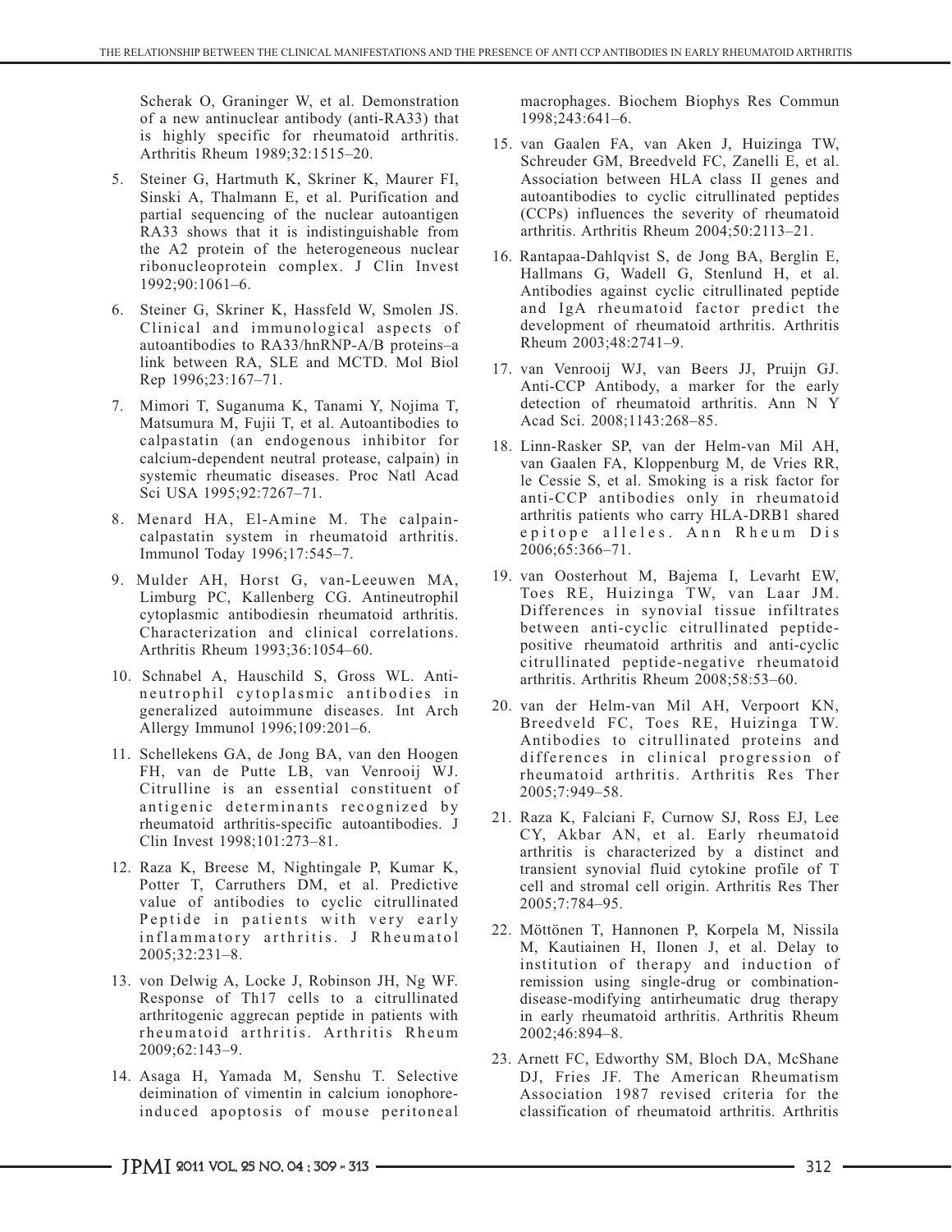Scherak O, Graninger W, et al. Demonstration of a new antinuclear antibody (anti-RA33) that is highly specific for rheumatoid arthritis. Arthritis Rheum 1989;32:1515–20.

5. Steiner G, Hartmuth K, Skriner K, Maurer FI, Sinski A, Thalmann E, et al. Purification and partial sequencing of the nuclear autoantigen RA33 shows that it is indistinguishable from the A2 protein of the heterogeneous nuclear ribonucleoprotein complex. J Clin Invest 1992;90:1061–6.

6. Steiner G, Skriner K, Hassfeld W, Smolen JS. Clinical and immunological aspects of autoantibodies to RA33/hnRNP-A/B proteins–a link between RA, SLE and MCTD. Mol Biol Rep 1996;23:167–71.

7. Mimori T, Suganuma K, Tanami Y, Nojima T, Matsumura M, Fujii T, et al. Autoantibodies to calpastatin (an endogenous inhibitor for calcium-dependent neutral protease, calpain) in systemic rheumatic diseases. Proc Natl Acad Sci USA 1995;92:7267–71.

8. Menard HA, El-Amine M. The calpain-calpastatin system in rheumatoid arthritis. Immunol Today 1996;17:545–7.

9. Mulder AH, Horst G, van-Leeuwen MA, Limburg PC, Kallenberg CG. Antineutrophil cytoplasmic antibodiesin rheumatoid arthritis. Characterization and clinical correlations. Arthritis Rheum 1993;36:1054–60.

10. Schnabel A, Hauschild S, Gross WL. Anti-neutrophil cytoplasmic antibodies in generalized autoimmune diseases. Int Arch Allergy Immunol 1996;109:201–6.

11. Schellekens GA, de Jong BA, van den Hoogen FH, van de Putte LB, van Venrooij WJ. Citrulline is an essential constituent of antigenic determinants recognized by rheumatoid arthritis-specific autoantibodies. J Clin Invest 1998;101:273–81.

12. Raza K, Breese M, Nightingale P, Kumar K, Potter T, Carruthers DM, et al. Predictive value of antibodies to cyclic citrullinated Peptide in patients with very early inflammatory arthritis. J Rheumatol 2005;32:231–8.

13. von Delwig A, Locke J, Robinson JH, Ng WF. Response of Th17 cells to a citrullinated arthritogenic aggrecan peptide in patients with rheumatoid arthritis. Arthritis Rheum 2009;62:143–9.

14. Asaga H, Yamada M, Senshu T. Selective deimination of vimentin in calcium ionophore-induced apoptosis of mouse peritoneal macrophages. Biochem Biophys Res Commun 1998;243:641–6.

15. van Gaalen FA, van Aken J, Huizinga TW, Schreuder GM, Breedveld FC, Zanelli E, et al. Association between HLA class II genes and autoantibodies to cyclic citrullinated peptides (CCPs) influences the severity of rheumatoid arthritis. Arthritis Rheum 2004;50:2113–21.

16. Rantapaa-Dahlqvist S, de Jong BA, Berglin E, Hallmans G, Wadell G, Stenlund H, et al. Antibodies against cyclic citrullinated peptide and IgA rheumatoid factor predict the development of rheumatoid arthritis. Arthritis Rheum 2003;48:2741–9.

17. van Venrooij WJ, van Beers JJ, Pruijn GJ. Anti-CCP Antibody, a marker for the early detection of rheumatoid arthritis. Ann N Y Acad Sci. 2008;1143:268–85.

18. Linn-Rasker SP, van der Helm-van Mil AH, van Gaalen FA, Kloppenburg M, de Vries RR, le Cessie S, et al. Smoking is a risk factor for anti-CCP antibodies only in rheumatoid arthritis patients who carry HLA-DRB1 shared epitope alleles. Ann Rheum Dis 2006;65:366–71.

19. van Oosterhout M, Bajema I, Levarht EW, Toes RE, Huizinga TW, van Laar JM. Differences in synovial tissue infiltrates between anti-cyclic citrullinated peptide-positive rheumatoid arthritis and anti-cyclic citrullinated peptide-negative rheumatoid arthritis. Arthritis Rheum 2008;58:53–60.

20. van der Helm-van Mil AH, Verpoort KN, Breedveld FC, Toes RE, Huizinga TW. Antibodies to citrullinated proteins and differences in clinical progression of rheumatoid arthritis. Arthritis Res Ther 2005;7:949–58.

21. Raza K, Falciani F, Curnow SJ, Ross EJ, Lee CY, Akbar AN, et al. Early rheumatoid arthritis is characterized by a distinct and transient synovial fluid cytokine profile of T cell and stromal cell origin. Arthritis Res Ther 2005;7:784–95.

22. Möttönen T, Hannonen P, Korpela M, Nissila M, Kautiainen H, Ilonen J, et al. Delay to institution of therapy and induction of remission using single-drug or combination-disease-modifying antirheumatic drug therapy in early rheumatoid arthritis. Arthritis Rheum 2002;46:894–8.

23. Arnett FC, Edworthy SM, Bloch DA, McShane DJ, Fries JF. The American Rheumatism Association 1987 revised criteria for the classification of rheumatoid arthritis. Arthritis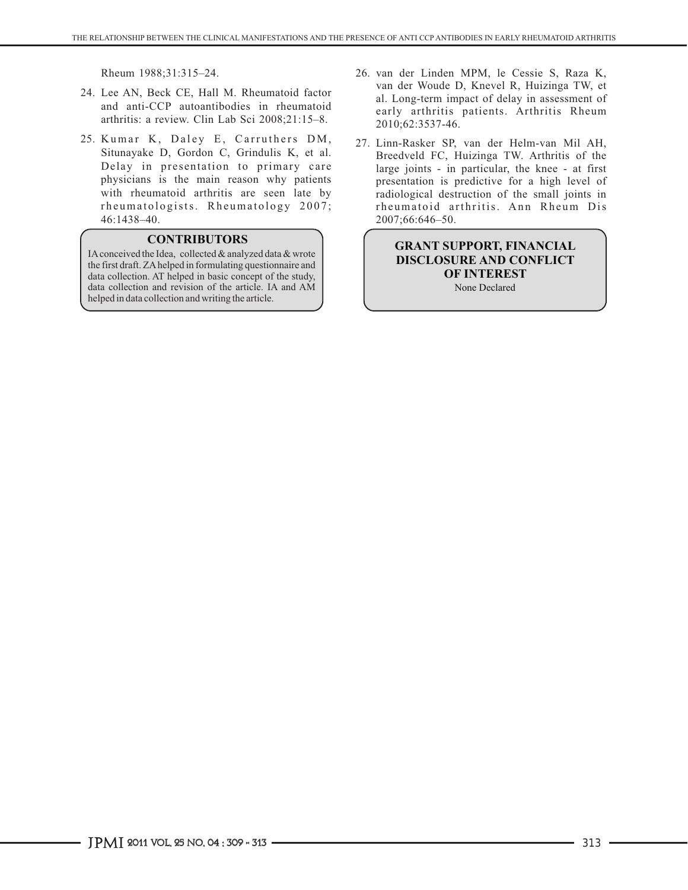Rheum 1988;31:315–24.

24. Lee AN, Beck CE, Hall M. Rheumatoid factor and anti-CCP autoantibodies in rheumatoid arthritis: a review. Clin Lab Sci 2008;21:15–8.

25. Kumar K, Daley E, Carruthers DM, Situnayake D, Gordon C, Grindulis K, et al. Delay in presentation to primary care physicians is the main reason why patients with rheumatoid arthritis are seen late by rheumatologists. Rheumatology 2007; 46:1438–40.

26. van der Linden MPM, le Cessie S, Raza K, van der Woude D, Knevel R, Huizinga TW, et al. Long-term impact of delay in assessment of early arthritis patients. Arthritis Rheum 2010;62:3537-46.

27. Linn-Rasker SP, van der Helm-van Mil AH, Breedveld FC, Huizinga TW. Arthritis of the large joints - in particular, the knee - at first presentation is predictive for a high level of radiological destruction of the small joints in rheumatoid arthritis. Ann Rheum Dis 2007;66:646–50.

## CONTRIBUTORS

IA conceived the Idea, collected & analyzed data & wrote the first draft. ZA helped in formulating questionnaire and data collection. AT helped in basic concept of the study, data collection and revision of the article. IA and AM helped in data collection and writing the article.

## GRANT SUPPORT, FINANCIAL DISCLOSURE AND CONFLICT OF INTEREST

None Declared